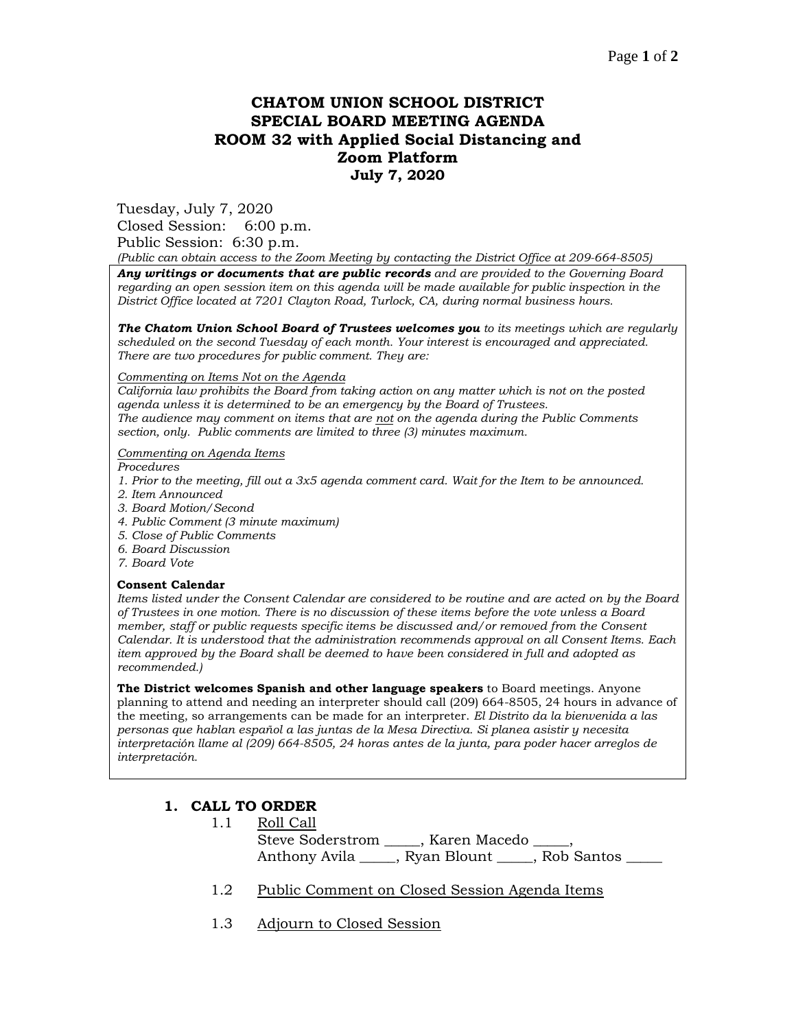# CHATOM UNION SCHOOL DISTRICT
# SPECIAL BOARD MEETING AGENDA
# ROOM 32 with Applied Social Distancing and Zoom Platform
# July 7, 2020

Tuesday, July 7, 2020
Closed Session: 6:00 p.m.
Public Session: 6:30 p.m.
*(Public can obtain access to the Zoom Meeting by contacting the District Office at 209-664-8505)*

***Any writings or documents that are public records*** *and are provided to the Governing Board regarding an open session item on this agenda will be made available for public inspection in the District Office located at 7201 Clayton Road, Turlock, CA, during normal business hours.*

***The Chatom Union School Board of Trustees welcomes you*** *to its meetings which are regularly scheduled on the second Tuesday of each month. Your interest is encouraged and appreciated. There are two procedures for public comment. They are:*

*Commenting on Items Not on the Agenda*
*California law prohibits the Board from taking action on any matter which is not on the posted agenda unless it is determined to be an emergency by the Board of Trustees.*
*The audience may comment on items that are not on the agenda during the Public Comments section, only. Public comments are limited to three (3) minutes maximum.*

*Commenting on Agenda Items*
*Procedures*
*1. Prior to the meeting, fill out a 3x5 agenda comment card. Wait for the Item to be announced.*
*2. Item Announced*
*3. Board Motion/Second*
*4. Public Comment (3 minute maximum)*
*5. Close of Public Comments*
*6. Board Discussion*
*7. Board Vote*

**Consent Calendar**
*Items listed under the Consent Calendar are considered to be routine and are acted on by the Board of Trustees in one motion. There is no discussion of these items before the vote unless a Board member, staff or public requests specific items be discussed and/or removed from the Consent Calendar. It is understood that the administration recommends approval on all Consent Items. Each item approved by the Board shall be deemed to have been considered in full and adopted as recommended.)*

**The District welcomes Spanish and other language speakers** to Board meetings. Anyone planning to attend and needing an interpreter should call (209) 664-8505, 24 hours in advance of the meeting, so arrangements can be made for an interpreter. *El Distrito da la bienvenida a las personas que hablan español a las juntas de la Mesa Directiva. Si planea asistir y necesita interpretación llame al (209) 664-8505, 24 horas antes de la junta, para poder hacer arreglos de interpretación.*

## 1. CALL TO ORDER

1.1 Roll Call
Steve Soderstrom _____, Karen Macedo _____,
Anthony Avila _____, Ryan Blount _____, Rob Santos _____

1.2 Public Comment on Closed Session Agenda Items

1.3 Adjourn to Closed Session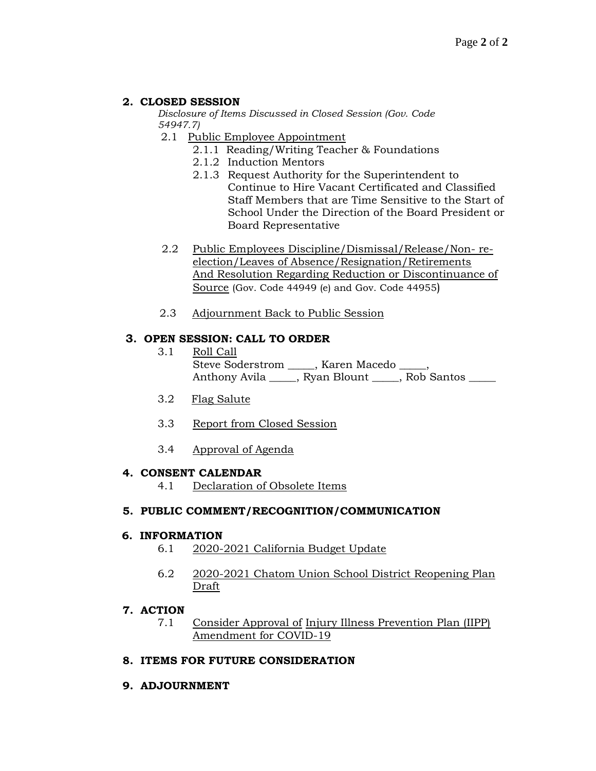## 2. CLOSED SESSION

*Disclosure of Items Discussed in Closed Session (Gov. Code 54947.7)*

- 2.1 Public Employee Appointment
  - 2.1.1 Reading/Writing Teacher & Foundations
  - 2.1.2 Induction Mentors
  - 2.1.3 Request Authority for the Superintendent to Continue to Hire Vacant Certificated and Classified Staff Members that are Time Sensitive to the Start of School Under the Direction of the Board President or Board Representative

- 2.2 Public Employees Discipline/Dismissal/Release/Non- re-election/Leaves of Absence/Resignation/Retirements And Resolution Regarding Reduction or Discontinuance of Source (Gov. Code 44949 (e) and Gov. Code 44955)

- 2.3 Adjournment Back to Public Session

## 3. OPEN SESSION: CALL TO ORDER

- 3.1 Roll Call

  Steve Soderstrom _____, Karen Macedo _____,
  Anthony Avila _____, Ryan Blount _____, Rob Santos _____

- 3.2 Flag Salute

- 3.3 Report from Closed Session

- 3.4 Approval of Agenda

## 4. CONSENT CALENDAR

- 4.1 Declaration of Obsolete Items

## 5. PUBLIC COMMENT/RECOGNITION/COMMUNICATION

## 6. INFORMATION

- 6.1 2020-2021 California Budget Update

- 6.2 2020-2021 Chatom Union School District Reopening Plan Draft

## 7. ACTION

- 7.1 Consider Approval of Injury Illness Prevention Plan (IIPP) Amendment for COVID-19

## 8. ITEMS FOR FUTURE CONSIDERATION

## 9. ADJOURNMENT